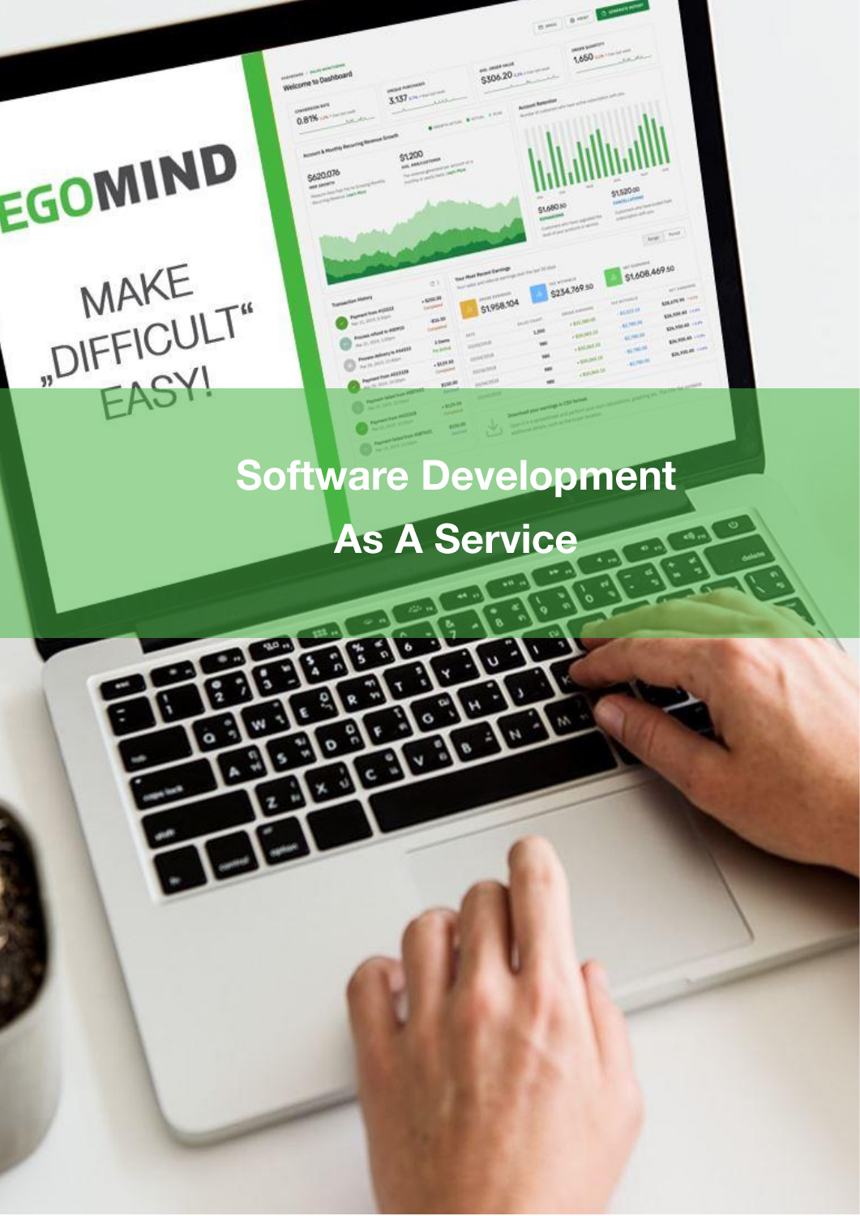# Software Development As A Service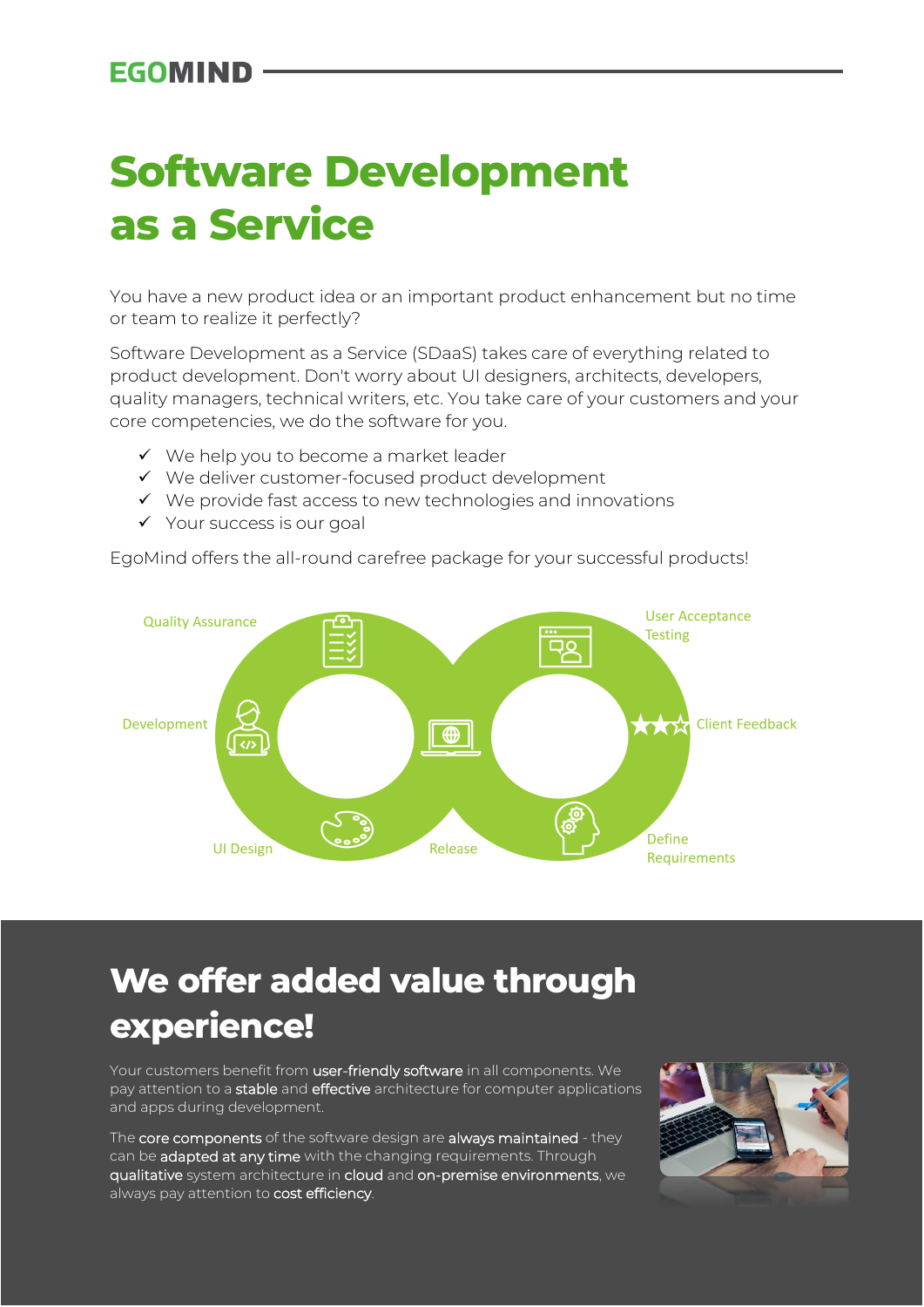# Software Development as a Service

You have a new product idea or an important product enhancement but no time or team to realize it perfectly?

Software Development as a Service (SDaaS) takes care of everything related to product development. Don't worry about UI designers, architects, developers, quality managers, technical writers, etc. You take care of your customers and your core competencies, we do the software for you.

- ✓ We help you to become a market leader
- ✓ We deliver customer-focused product development
- ✓ We provide fast access to new technologies and innovations
- ✓ Your success is our goal

EgoMind offers the all-round carefree package for your successful products!

Quality Assurance

User Acceptance Testing

Development

Client Feedback

UI Design

Release

Define Requirements

## We offer added value through experience!

Your customers benefit from user-friendly software in all components. We pay attention to a stable and effective architecture for computer applications and apps during development.

The core components of the software design are always maintained - they can be adapted at any time with the changing requirements. Through qualitative system architecture in cloud and on-premise environments, we always pay attention to cost efficiency.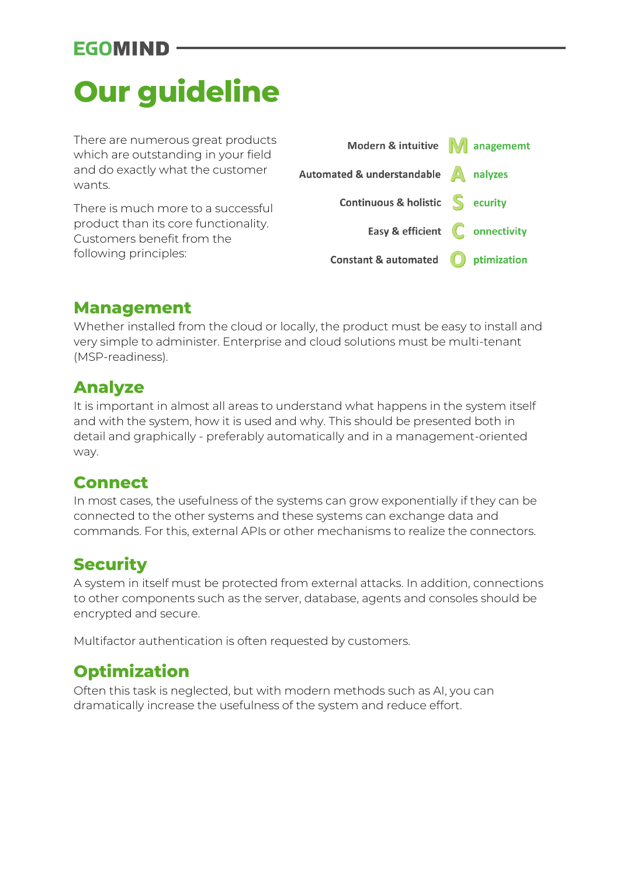# Our guideline

There are numerous great products which are outstanding in your field and do exactly what the customer wants.

There is much more to a successful product than its core functionality. Customers benefit from the following principles:

| | | |
|---|---|---|
| Modern & intuitive | M | anagememt |
| Automated & understandable | A | nalyzes |
| Continuous & holistic | S | ecurity |
| Easy & efficient | C | onnectivity |
| Constant & automated | O | ptimization |

## Management

Whether installed from the cloud or locally, the product must be easy to install and very simple to administer. Enterprise and cloud solutions must be multi-tenant (MSP-readiness).

## Analyze

It is important in almost all areas to understand what happens in the system itself and with the system, how it is used and why. This should be presented both in detail and graphically - preferably automatically and in a management-oriented way.

## Connect

In most cases, the usefulness of the systems can grow exponentially if they can be connected to the other systems and these systems can exchange data and commands. For this, external APIs or other mechanisms to realize the connectors.

## Security

A system in itself must be protected from external attacks. In addition, connections to other components such as the server, database, agents and consoles should be encrypted and secure.

Multifactor authentication is often requested by customers.

## Optimization

Often this task is neglected, but with modern methods such as AI, you can dramatically increase the usefulness of the system and reduce effort.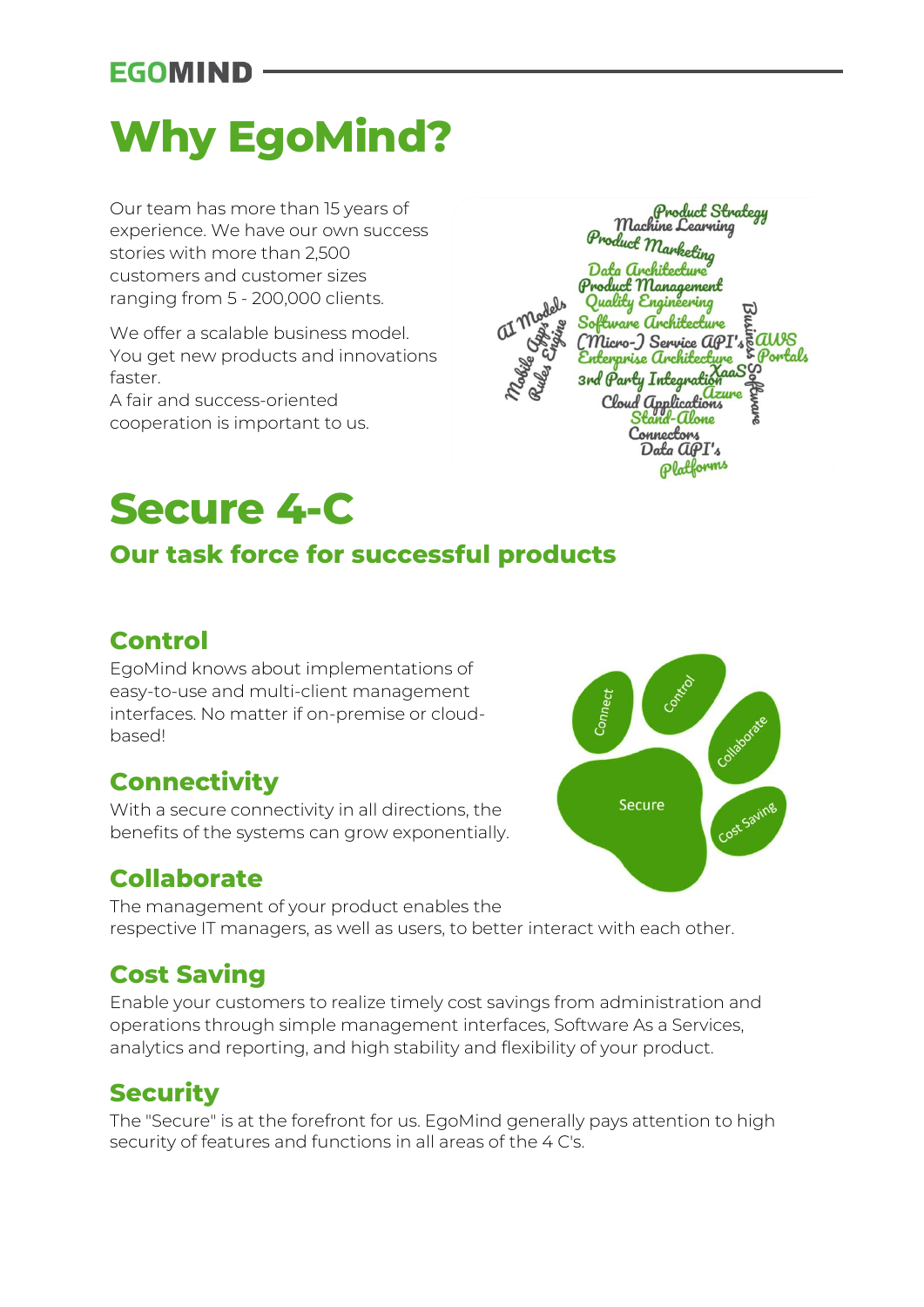# Why EgoMind?

Our team has more than 15 years of experience. We have our own success stories with more than 2,500 customers and customer sizes ranging from 5 - 200,000 clients.

We offer a scalable business model. You get new products and innovations faster.
A fair and success-oriented cooperation is important to us.

# Secure 4-C

## Our task force for successful products

### Control

EgoMind knows about implementations of easy-to-use and multi-client management interfaces. No matter if on-premise or cloud-based!

### Connectivity

With a secure connectivity in all directions, the benefits of the systems can grow exponentially.

### Collaborate

The management of your product enables the respective IT managers, as well as users, to better interact with each other.

### Cost Saving

Enable your customers to realize timely cost savings from administration and operations through simple management interfaces, Software As a Services, analytics and reporting, and high stability and flexibility of your product.

### Security

The "Secure" is at the forefront for us. EgoMind generally pays attention to high security of features and functions in all areas of the 4 C's.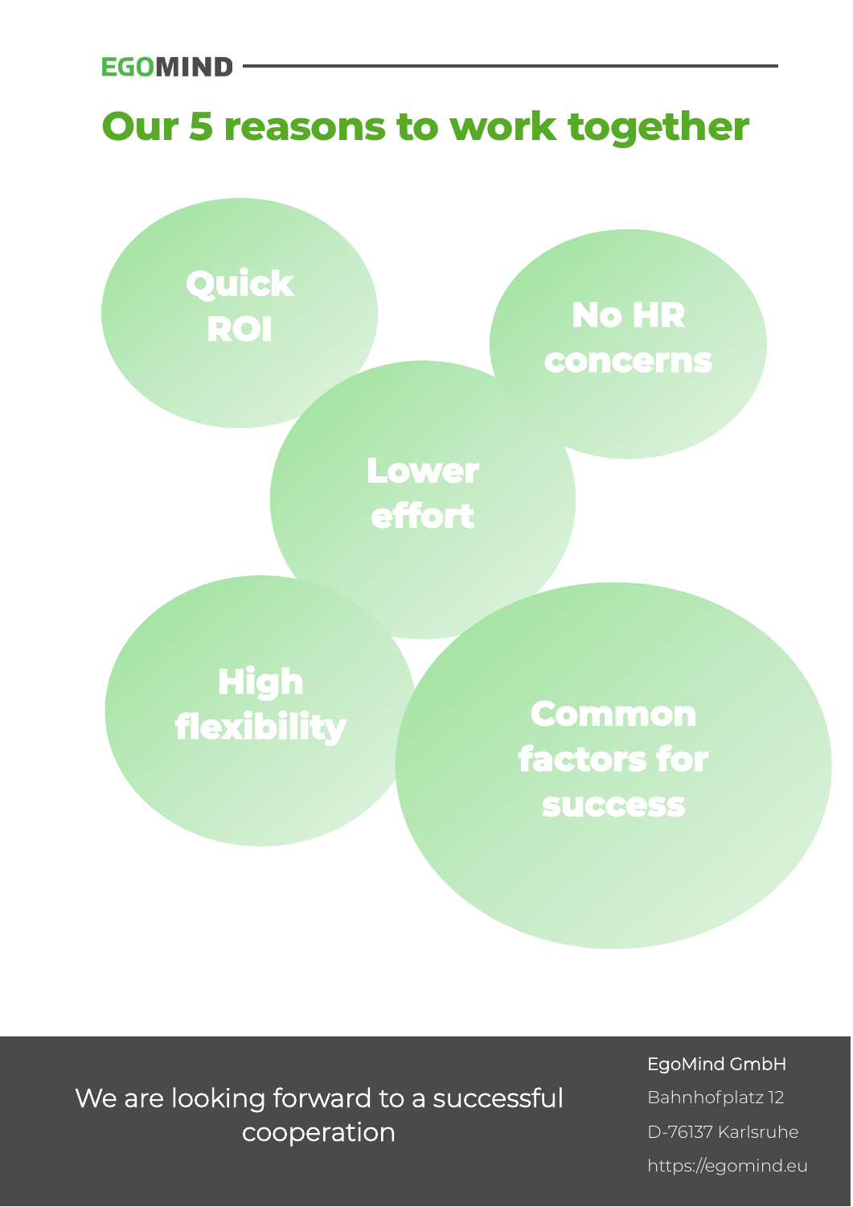EGOMIND

# Our 5 reasons to work together

Quick ROI

No HR concerns

Lower effort

High flexibility

Common factors for success

We are looking forward to a successful cooperation

EgoMind GmbH
Bahnhofplatz 12
D-76137 Karlsruhe
https://egomind.eu